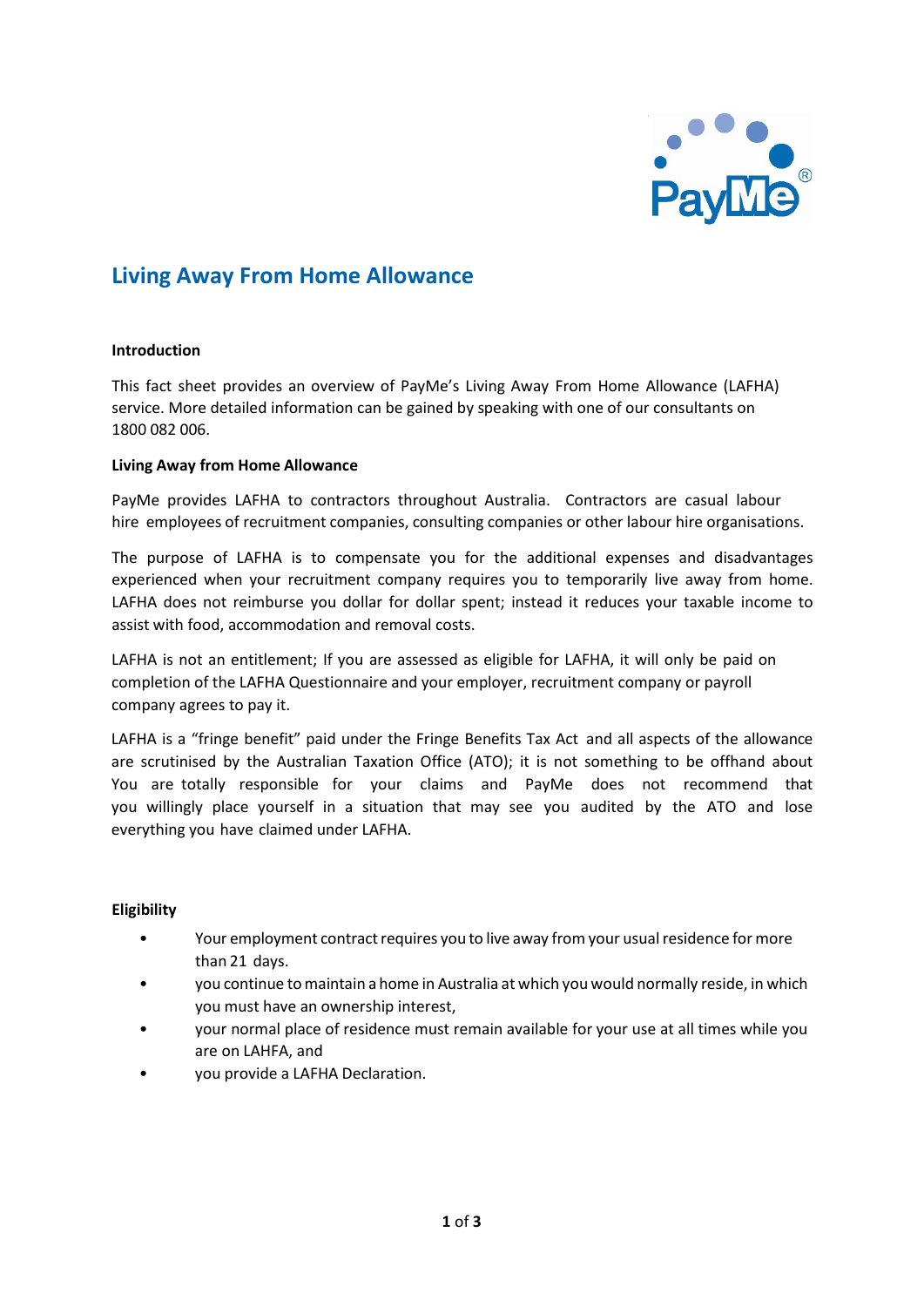# Living Away From Home Allowance

**Introduction**

This fact sheet provides an overview of PayMe's Living Away From Home Allowance (LAFHA) service. More detailed information can be gained by speaking with one of our consultants on 1800 082 006.

**Living Away from Home Allowance**

PayMe provides LAFHA to contractors throughout Australia. Contractors are casual labour hire employees of recruitment companies, consulting companies or other labour hire organisations.

The purpose of LAFHA is to compensate you for the additional expenses and disadvantages experienced when your recruitment company requires you to temporarily live away from home. LAFHA does not reimburse you dollar for dollar spent; instead it reduces your taxable income to assist with food, accommodation and removal costs.

LAFHA is not an entitlement; If you are assessed as eligible for LAFHA, it will only be paid on completion of the LAFHA Questionnaire and your employer, recruitment company or payroll company agrees to pay it.

LAFHA is a "fringe benefit" paid under the Fringe Benefits Tax Act and all aspects of the allowance are scrutinised by the Australian Taxation Office (ATO); it is not something to be offhand about You are totally responsible for your claims and PayMe does not recommend that you willingly place yourself in a situation that may see you audited by the ATO and lose everything you have claimed under LAFHA.

**Eligibility**

- Your employment contract requires you to live away from your usual residence for more than 21 days.
- you continue to maintain a home in Australia at which you would normally reside, in which you must have an ownership interest,
- your normal place of residence must remain available for your use at all times while you are on LAHFA, and
- you provide a LAFHA Declaration.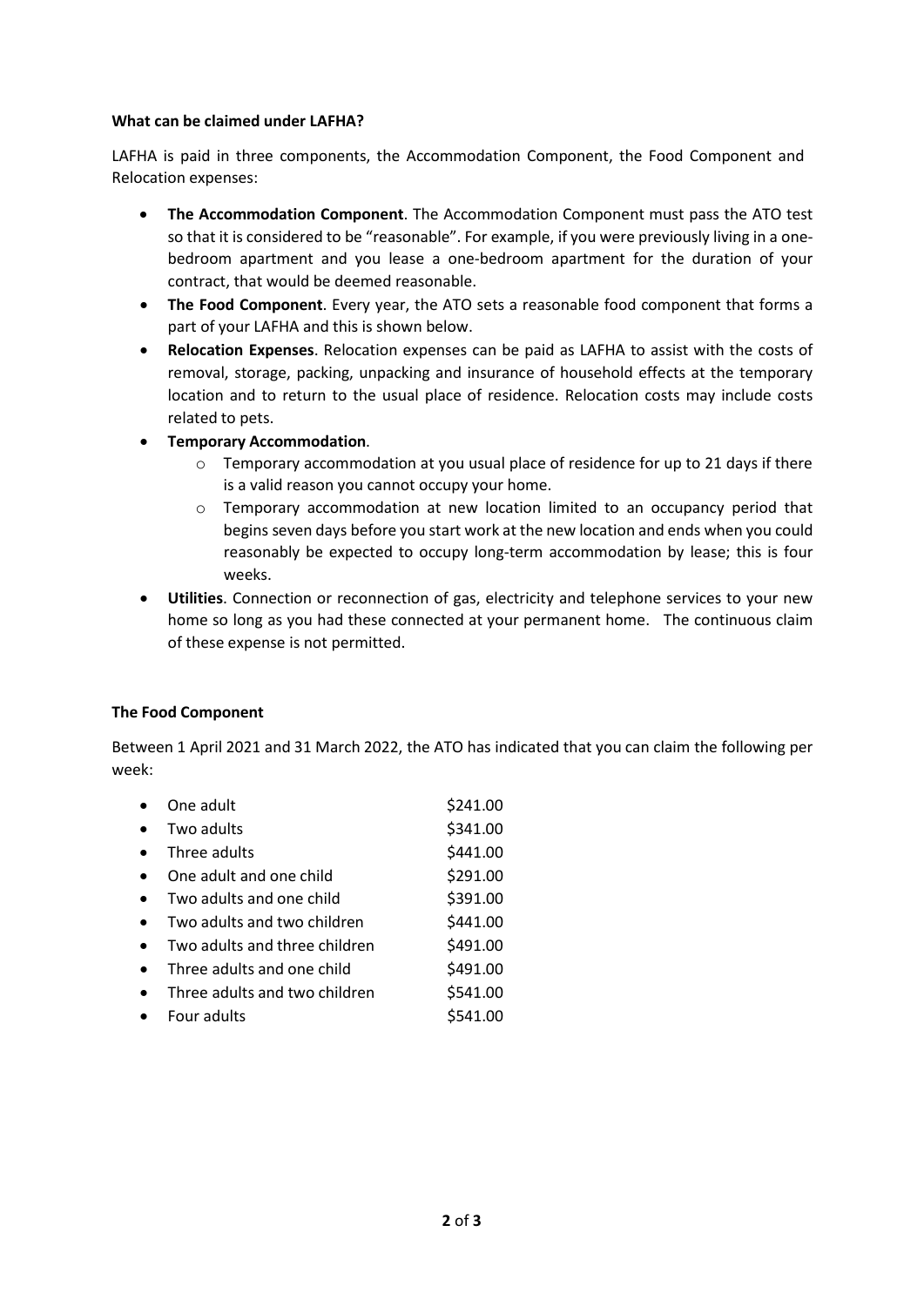**What can be claimed under LAFHA?**

LAFHA is paid in three components, the Accommodation Component, the Food Component and Relocation expenses:

- **The Accommodation Component**. The Accommodation Component must pass the ATO test so that it is considered to be "reasonable". For example, if you were previously living in a one-bedroom apartment and you lease a one-bedroom apartment for the duration of your contract, that would be deemed reasonable.
- **The Food Component**. Every year, the ATO sets a reasonable food component that forms a part of your LAFHA and this is shown below.
- **Relocation Expenses**. Relocation expenses can be paid as LAFHA to assist with the costs of removal, storage, packing, unpacking and insurance of household effects at the temporary location and to return to the usual place of residence. Relocation costs may include costs related to pets.
- **Temporary Accommodation**.
  - Temporary accommodation at you usual place of residence for up to 21 days if there is a valid reason you cannot occupy your home.
  - Temporary accommodation at new location limited to an occupancy period that begins seven days before you start work at the new location and ends when you could reasonably be expected to occupy long-term accommodation by lease; this is four weeks.
- **Utilities**. Connection or reconnection of gas, electricity and telephone services to your new home so long as you had these connected at your permanent home. The continuous claim of these expense is not permitted.

**The Food Component**

Between 1 April 2021 and 31 March 2022, the ATO has indicated that you can claim the following per week:

- One adult $241.00
- Two adults $341.00
- Three adults $441.00
- One adult and one child $291.00
- Two adults and one child $391.00
- Two adults and two children $441.00
- Two adults and three children $491.00
- Three adults and one child $491.00
- Three adults and two children $541.00
- Four adults $541.00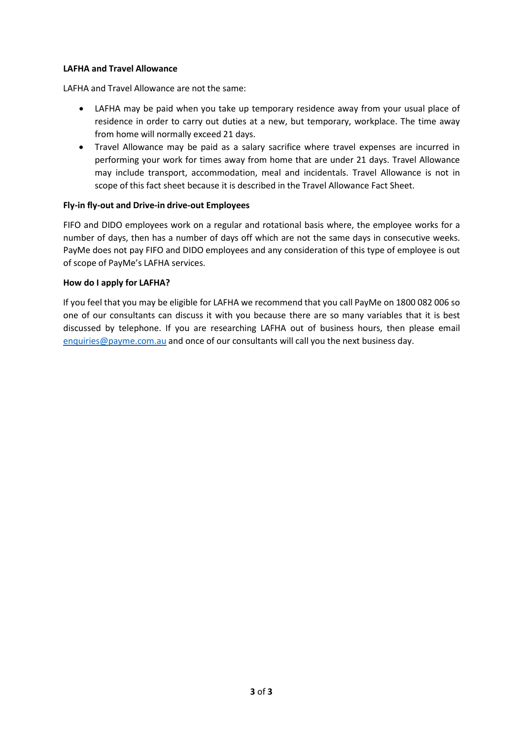**LAFHA and Travel Allowance**

LAFHA and Travel Allowance are not the same:

- LAFHA may be paid when you take up temporary residence away from your usual place of residence in order to carry out duties at a new, but temporary, workplace. The time away from home will normally exceed 21 days.
- Travel Allowance may be paid as a salary sacrifice where travel expenses are incurred in performing your work for times away from home that are under 21 days. Travel Allowance may include transport, accommodation, meal and incidentals. Travel Allowance is not in scope of this fact sheet because it is described in the Travel Allowance Fact Sheet.

**Fly-in fly-out and Drive-in drive-out Employees**

FIFO and DIDO employees work on a regular and rotational basis where, the employee works for a number of days, then has a number of days off which are not the same days in consecutive weeks. PayMe does not pay FIFO and DIDO employees and any consideration of this type of employee is out of scope of PayMe's LAFHA services.

**How do I apply for LAFHA?**

If you feel that you may be eligible for LAFHA we recommend that you call PayMe on 1800 082 006 so one of our consultants can discuss it with you because there are so many variables that it is best discussed by telephone. If you are researching LAFHA out of business hours, then please email [enquiries@payme.com.au](mailto:enquiries@payme.com.au) and once of our consultants will call you the next business day.